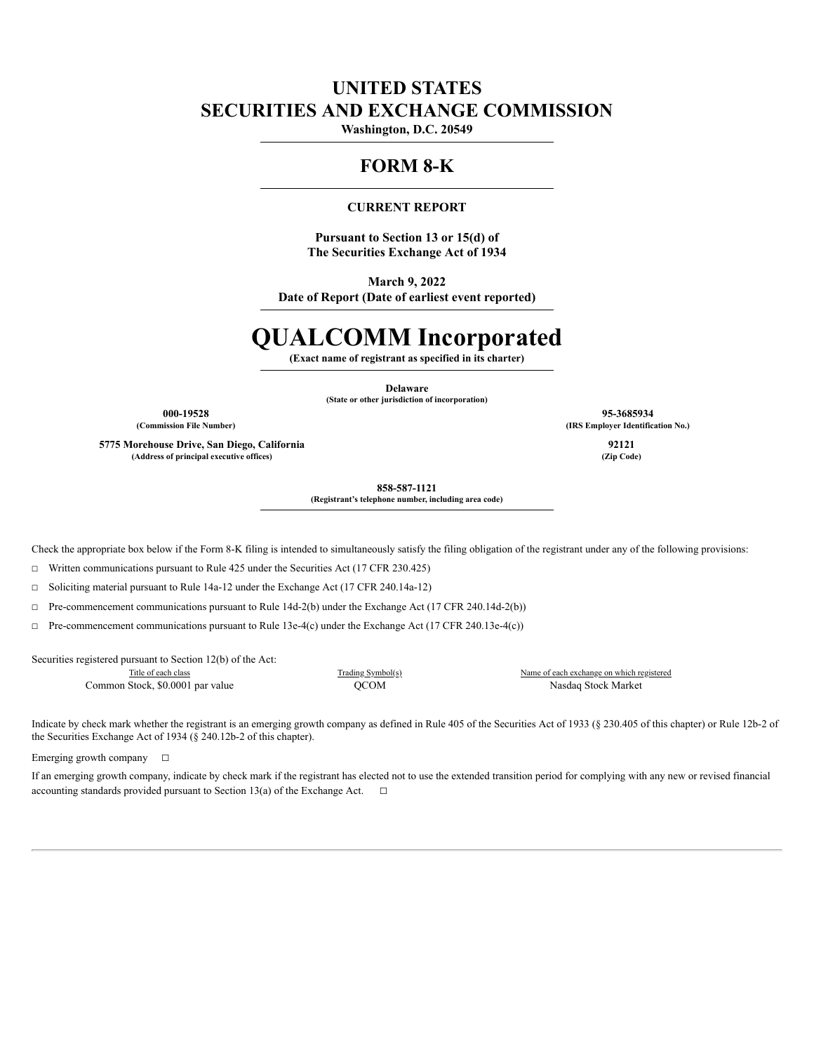# UNITED STATES
# SECURITIES AND EXCHANGE COMMISSION

**Washington, D.C. 20549**

## FORM 8-K

**CURRENT REPORT**

**Pursuant to Section 13 or 15(d) of**
**The Securities Exchange Act of 1934**

**March 9, 2022**
**Date of Report (Date of earliest event reported)**

# QUALCOMM Incorporated

**(Exact name of registrant as specified in its charter)**

**Delaware**
**(State or other jurisdiction of incorporation)**

| | |
|---|---|
| **000-19528** | **95-3685934** |
| **(Commission File Number)** | **(IRS Employer Identification No.)** |
| **5775 Morehouse Drive, San Diego, California** | **92121** |
| **(Address of principal executive offices)** | **(Zip Code)** |

**858-587-1121**
**(Registrant's telephone number, including area code)**

Check the appropriate box below if the Form 8-K filing is intended to simultaneously satisfy the filing obligation of the registrant under any of the following provisions:

☐ Written communications pursuant to Rule 425 under the Securities Act (17 CFR 230.425)

☐ Soliciting material pursuant to Rule 14a-12 under the Exchange Act (17 CFR 240.14a-12)

☐ Pre-commencement communications pursuant to Rule 14d-2(b) under the Exchange Act (17 CFR 240.14d-2(b))

☐ Pre-commencement communications pursuant to Rule 13e-4(c) under the Exchange Act (17 CFR 240.13e-4(c))

Securities registered pursuant to Section 12(b) of the Act:

| Title of each class | Trading Symbol(s) | Name of each exchange on which registered |
|---|---|---|
| Common Stock, $0.0001 par value | QCOM | Nasdaq Stock Market |

Indicate by check mark whether the registrant is an emerging growth company as defined in Rule 405 of the Securities Act of 1933 (§ 230.405 of this chapter) or Rule 12b-2 of the Securities Exchange Act of 1934 (§ 240.12b-2 of this chapter).

Emerging growth company ☐

If an emerging growth company, indicate by check mark if the registrant has elected not to use the extended transition period for complying with any new or revised financial accounting standards provided pursuant to Section 13(a) of the Exchange Act. ☐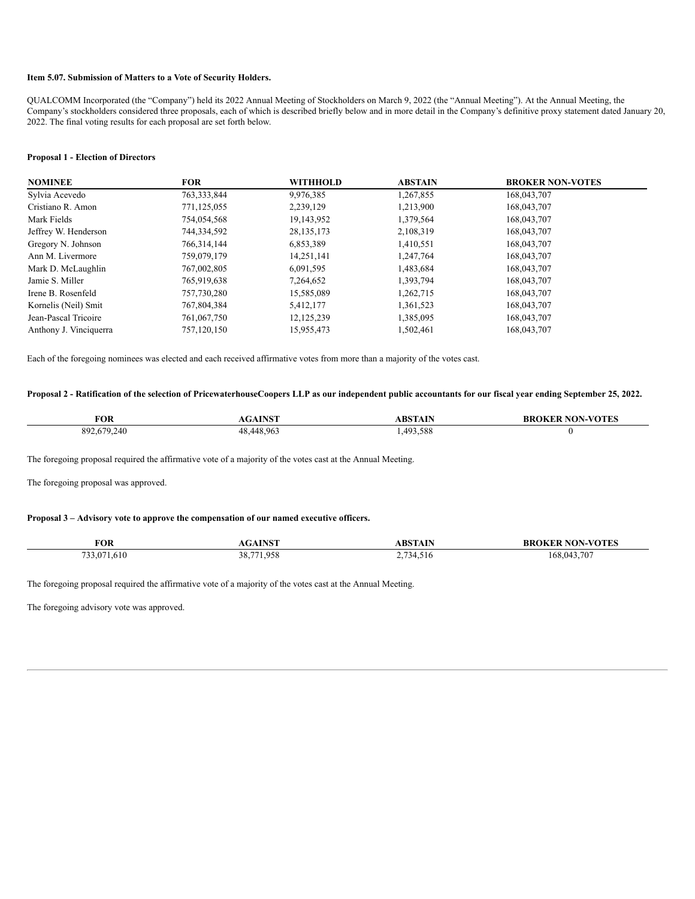**Item 5.07. Submission of Matters to a Vote of Security Holders.**

QUALCOMM Incorporated (the "Company") held its 2022 Annual Meeting of Stockholders on March 9, 2022 (the "Annual Meeting"). At the Annual Meeting, the Company's stockholders considered three proposals, each of which is described briefly below and in more detail in the Company's definitive proxy statement dated January 20, 2022. The final voting results for each proposal are set forth below.

**Proposal 1 - Election of Directors**

| NOMINEE | FOR | WITHHOLD | ABSTAIN | BROKER NON-VOTES |
|---|---|---|---|---|
| Sylvia Acevedo | 763,333,844 | 9,976,385 | 1,267,855 | 168,043,707 |
| Cristiano R. Amon | 771,125,055 | 2,239,129 | 1,213,900 | 168,043,707 |
| Mark Fields | 754,054,568 | 19,143,952 | 1,379,564 | 168,043,707 |
| Jeffrey W. Henderson | 744,334,592 | 28,135,173 | 2,108,319 | 168,043,707 |
| Gregory N. Johnson | 766,314,144 | 6,853,389 | 1,410,551 | 168,043,707 |
| Ann M. Livermore | 759,079,179 | 14,251,141 | 1,247,764 | 168,043,707 |
| Mark D. McLaughlin | 767,002,805 | 6,091,595 | 1,483,684 | 168,043,707 |
| Jamie S. Miller | 765,919,638 | 7,264,652 | 1,393,794 | 168,043,707 |
| Irene B. Rosenfeld | 757,730,280 | 15,585,089 | 1,262,715 | 168,043,707 |
| Kornelis (Neil) Smit | 767,804,384 | 5,412,177 | 1,361,523 | 168,043,707 |
| Jean-Pascal Tricoire | 761,067,750 | 12,125,239 | 1,385,095 | 168,043,707 |
| Anthony J. Vinciquerra | 757,120,150 | 15,955,473 | 1,502,461 | 168,043,707 |

Each of the foregoing nominees was elected and each received affirmative votes from more than a majority of the votes cast.

**Proposal 2 - Ratification of the selection of PricewaterhouseCoopers LLP as our independent public accountants for our fiscal year ending September 25, 2022.**

| FOR | AGAINST | ABSTAIN | BROKER NON-VOTES |
|---|---|---|---|
| 892,679,240 | 48,448,963 | 1,493,588 | 0 |

The foregoing proposal required the affirmative vote of a majority of the votes cast at the Annual Meeting.

The foregoing proposal was approved.

**Proposal 3 – Advisory vote to approve the compensation of our named executive officers.**

| FOR | AGAINST | ABSTAIN | BROKER NON-VOTES |
|---|---|---|---|
| 733,071,610 | 38,771,958 | 2,734,516 | 168,043,707 |

The foregoing proposal required the affirmative vote of a majority of the votes cast at the Annual Meeting.

The foregoing advisory vote was approved.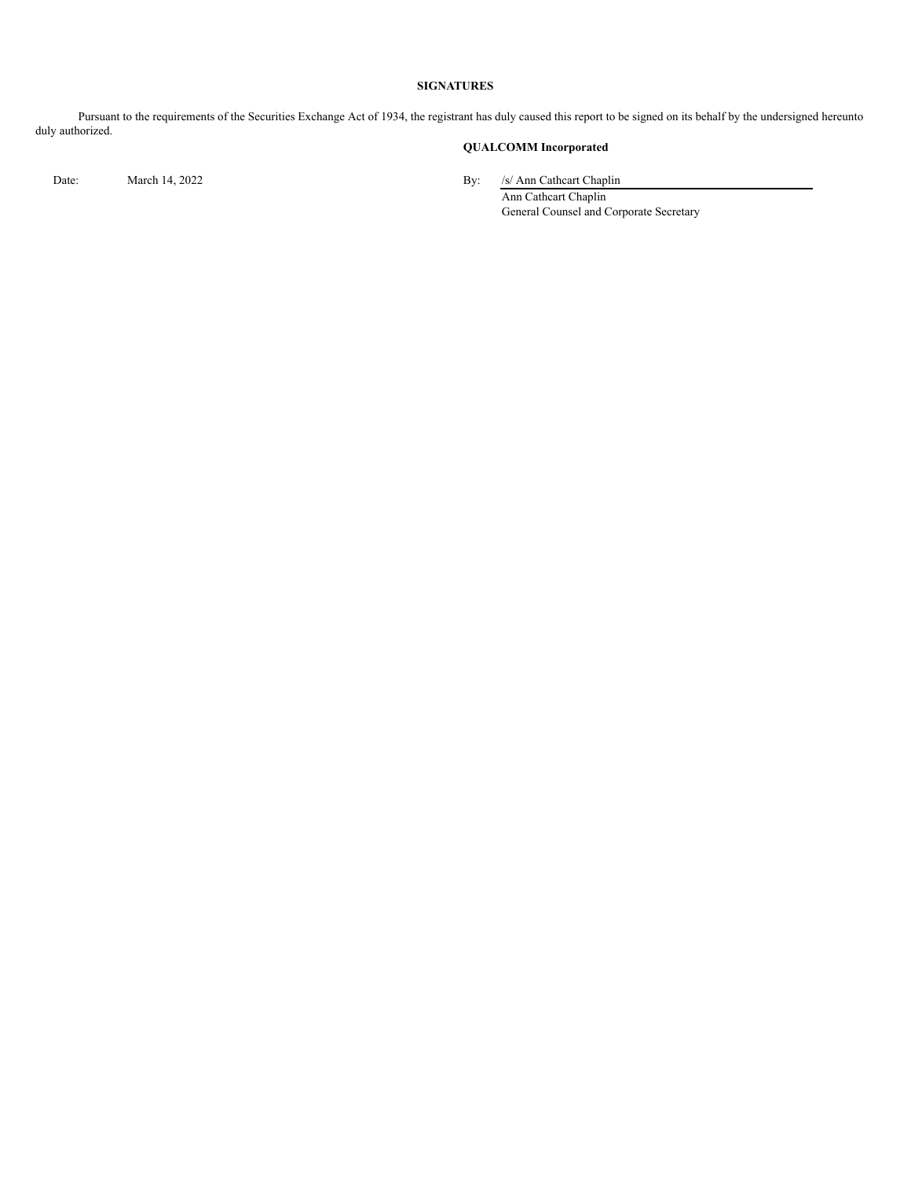**SIGNATURES**

Pursuant to the requirements of the Securities Exchange Act of 1934, the registrant has duly caused this report to be signed on its behalf by the undersigned hereunto duly authorized.

**QUALCOMM Incorporated**

| | | | |
|---|---|---|---|
| Date: | March 14, 2022 | By: | /s/ Ann Cathcart Chaplin |
| | | | Ann Cathcart Chaplin |
| | | | General Counsel and Corporate Secretary |